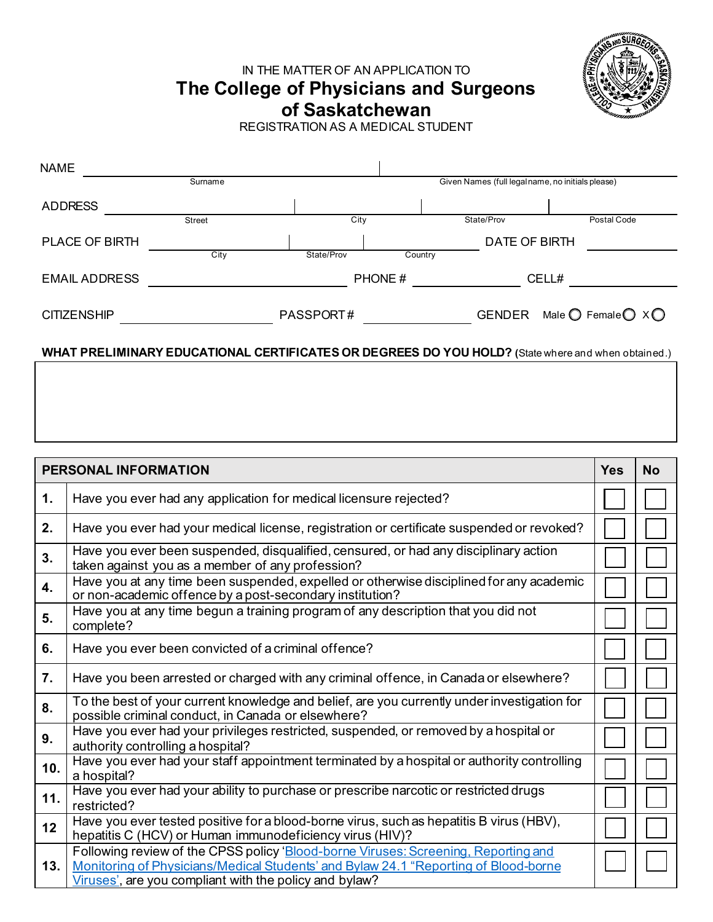IN THE MATTER OF AN APPLICATION TO

# The College of Physicians and Surgeons of Saskatchewan

REGISTRATION AS A MEDICAL STUDENT

NAME ______________________ | ______________________
Surname | Given Names (full legal name, no initials please)

ADDRESS ______________ | ______________ | ______________ | ______________
Street | City | State/Prov | Postal Code

PLACE OF BIRTH ______________ | ______________ | ______________ DATE OF BIRTH ______________
City | State/Prov | Country

EMAIL ADDRESS ______________ PHONE # ______________ CELL# ______________

CITIZENSHIP ______________ PASSPORT# ______________ GENDER Male ◯ Female ◯ X ◯

**WHAT PRELIMINARY EDUCATIONAL CERTIFICATES OR DEGREES DO YOU HOLD?** (State where and when obtained.)

| |
|---|
| |

| | PERSONAL INFORMATION | Yes | No |
|---|---|---|---|
| 1. | Have you ever had any application for medical licensure rejected? | ☐ | ☐ |
| 2. | Have you ever had your medical license, registration or certificate suspended or revoked? | ☐ | ☐ |
| 3. | Have you ever been suspended, disqualified, censured, or had any disciplinary action taken against you as a member of any profession? | ☐ | ☐ |
| 4. | Have you at any time been suspended, expelled or otherwise disciplined for any academic or non-academic offence by a post-secondary institution? | ☐ | ☐ |
| 5. | Have you at any time begun a training program of any description that you did not complete? | ☐ | ☐ |
| 6. | Have you ever been convicted of a criminal offence? | ☐ | ☐ |
| 7. | Have you been arrested or charged with any criminal offence, in Canada or elsewhere? | ☐ | ☐ |
| 8. | To the best of your current knowledge and belief, are you currently under investigation for possible criminal conduct, in Canada or elsewhere? | ☐ | ☐ |
| 9. | Have you ever had your privileges restricted, suspended, or removed by a hospital or authority controlling a hospital? | ☐ | ☐ |
| 10. | Have you ever had your staff appointment terminated by a hospital or authority controlling a hospital? | ☐ | ☐ |
| 11. | Have you ever had your ability to purchase or prescribe narcotic or restricted drugs restricted? | ☐ | ☐ |
| 12 | Have you ever tested positive for a blood-borne virus, such as hepatitis B virus (HBV), hepatitis C (HCV) or Human immunodeficiency virus (HIV)? | ☐ | ☐ |
| 13. | Following review of the CPSS policy 'Blood-borne Viruses: Screening, Reporting and Monitoring of Physicians/Medical Students' and Bylaw 24.1 "Reporting of Blood-borne Viruses', are you compliant with the policy and bylaw? | ☐ | ☐ |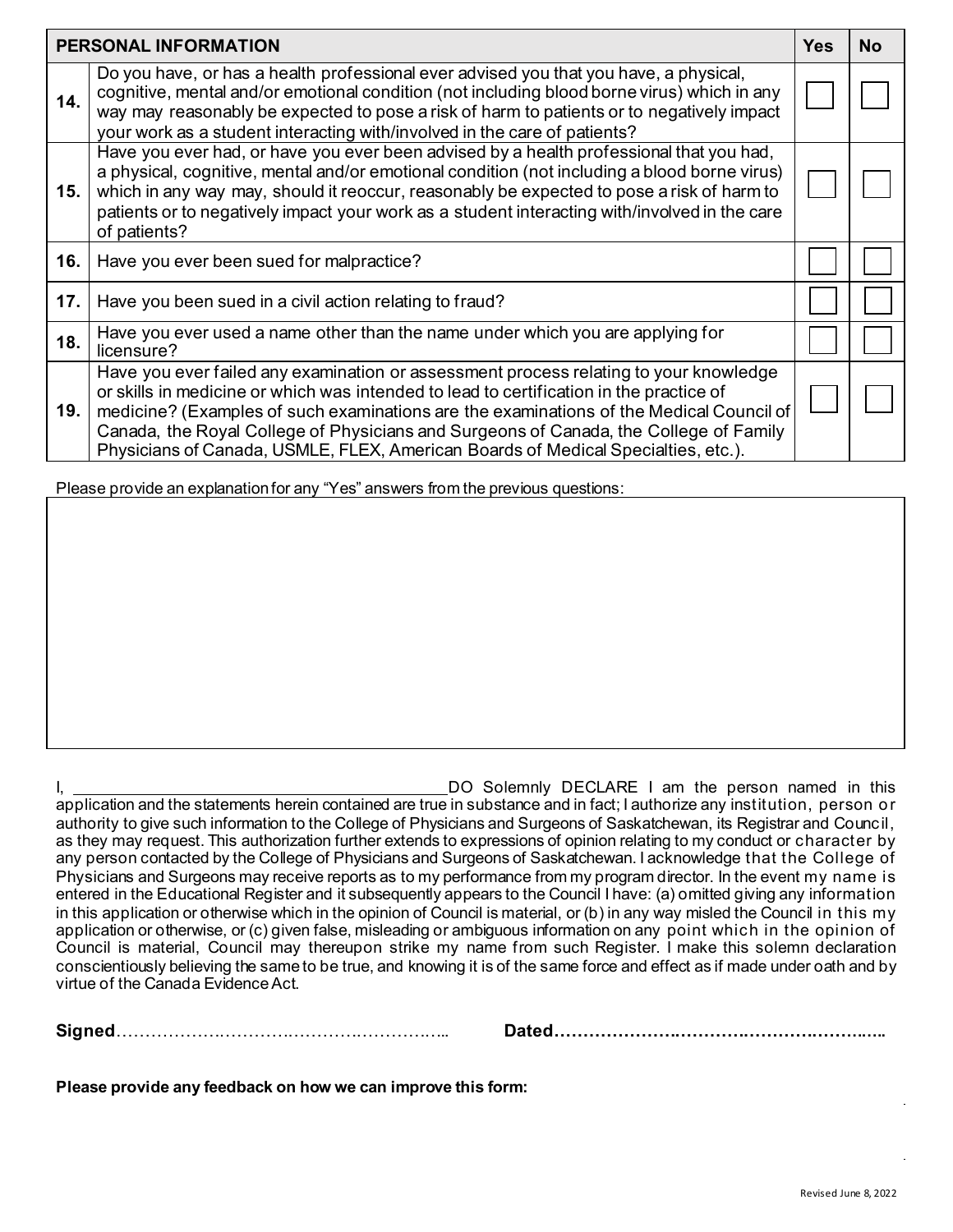| PERSONAL INFORMATION | | Yes | No |
|---|---|---|---|
| 14. | Do you have, or has a health professional ever advised you that you have, a physical, cognitive, mental and/or emotional condition (not including blood borne virus) which in any way may reasonably be expected to pose a risk of harm to patients or to negatively impact your work as a student interacting with/involved in the care of patients? | ☐ | ☐ |
| 15. | Have you ever had, or have you ever been advised by a health professional that you had, a physical, cognitive, mental and/or emotional condition (not including a blood borne virus) which in any way may, should it reoccur, reasonably be expected to pose a risk of harm to patients or to negatively impact your work as a student interacting with/involved in the care of patients? | ☐ | ☐ |
| 16. | Have you ever been sued for malpractice? | ☐ | ☐ |
| 17. | Have you been sued in a civil action relating to fraud? | ☐ | ☐ |
| 18. | Have you ever used a name other than the name under which you are applying for licensure? | ☐ | ☐ |
| 19. | Have you ever failed any examination or assessment process relating to your knowledge or skills in medicine or which was intended to lead to certification in the practice of medicine? (Examples of such examinations are the examinations of the Medical Council of Canada, the Royal College of Physicians and Surgeons of Canada, the College of Family Physicians of Canada, USMLE, FLEX, American Boards of Medical Specialties, etc.). | ☐ | ☐ |

Please provide an explanation for any "Yes" answers from the previous questions:

| |
|---|
| |

I, ________________________________________ DO Solemnly DECLARE I am the person named in this application and the statements herein contained are true in substance and in fact; I authorize any institution, person or authority to give such information to the College of Physicians and Surgeons of Saskatchewan, its Registrar and Council, as they may request. This authorization further extends to expressions of opinion relating to my conduct or character by any person contacted by the College of Physicians and Surgeons of Saskatchewan. I acknowledge that the College of Physicians and Surgeons may receive reports as to my performance from my program director. In the event my name is entered in the Educational Register and it subsequently appears to the Council I have: (a) omitted giving any information in this application or otherwise which in the opinion of Council is material, or (b) in any way misled the Council in this my application or otherwise, or (c) given false, misleading or ambiguous information on any point which in the opinion of Council is material, Council may thereupon strike my name from such Register. I make this solemn declaration conscientiously believing the same to be true, and knowing it is of the same force and effect as if made under oath and by virtue of the Canada Evidence Act.

**Signed**………………………………………………… **Dated**……………………………………………………

**Please provide any feedback on how we can improve this form:**

Revised June 8, 2022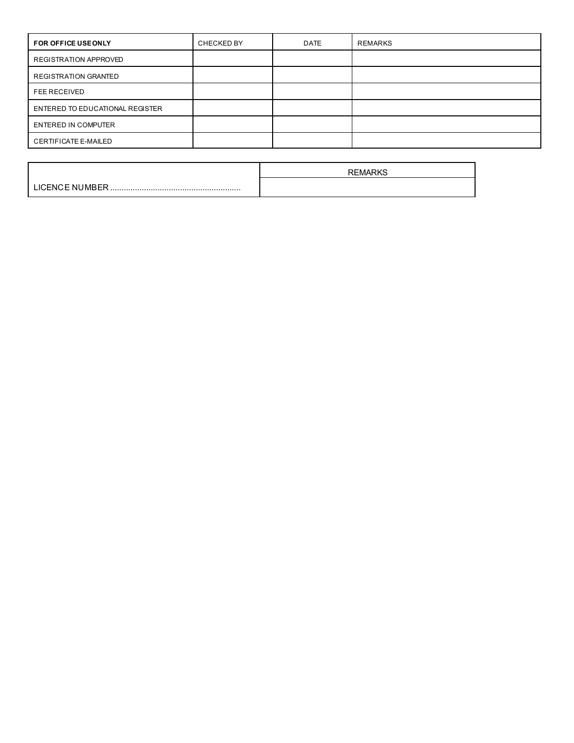| FOR OFFICE USE ONLY | CHECKED BY | DATE | REMARKS |
| --- | --- | --- | --- |
| REGISTRATION APPROVED | | | |
| REGISTRATION GRANTED | | | |
| FEE RECEIVED | | | |
| ENTERED TO EDUCATIONAL REGISTER | | | |
| ENTERED IN COMPUTER | | | |
| CERTIFICATE E-MAILED | | | |

| | REMARKS |
| --- | --- |
| LICENCE NUMBER ........................................................ | |